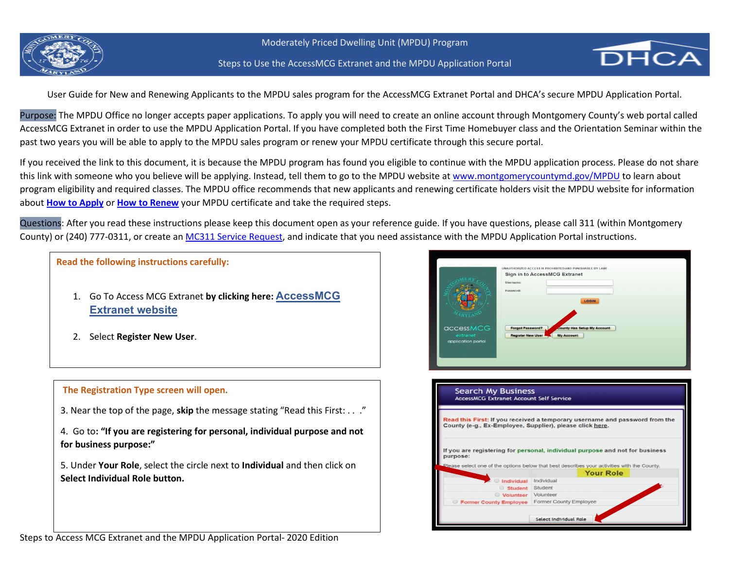Moderately Priced Dwelling Unit (MPDU) Program

Steps to Use the AccessMCG Extranet and the MPDU Application Portal

User Guide for New and Renewing Applicants to the MPDU sales program for the AccessMCG Extranet Portal and DHCA's secure MPDU Application Portal.

Purpose: The MPDU Office no longer accepts paper applications. To apply you will need to create an online account through Montgomery County's web portal called AccessMCG Extranet in order to use the MPDU Application Portal. If you have completed both the First Time Homebuyer class and the Orientation Seminar within the past two years you will be able to apply to the MPDU sales program or renew your MPDU certificate through this secure portal.

If you received the link to this document, it is because the MPDU program has found you eligible to continue with the MPDU application process. Please do not share this link with someone who you believe will be applying. Instead, tell them to go to the MPDU website at www.montgomerycountymd.gov/MPDU to learn about program eligibility and required classes. The MPDU office recommends that new applicants and renewing certificate holders visit the MPDU website for information about **How to Apply** or **How to Renew** your MPDU certificate and take the required steps.

Questions: After you read these instructions please keep this document open as your reference guide. If you have questions, please call 311 (within Montgomery County) or (240) 777-0311, or create an MC311 Service Request, and indicate that you need assistance with the MPDU Application Portal instructions.

**Read the following instructions carefully:**

1. Go To Access MCG Extranet **by clicking here: AccessMCG Extranet website**
2. Select **Register New User**.

**The Registration Type screen will open.**

3. Near the top of the page, **skip** the message stating "Read this First: . . ."

4. Go to**: "If you are registering for personal, individual purpose and not for business purpose:"**

5. Under **Your Role**, select the circle next to **Individual** and then click on **Select Individual Role button.**

Steps to Access MCG Extranet and the MPDU Application Portal- 2020 Edition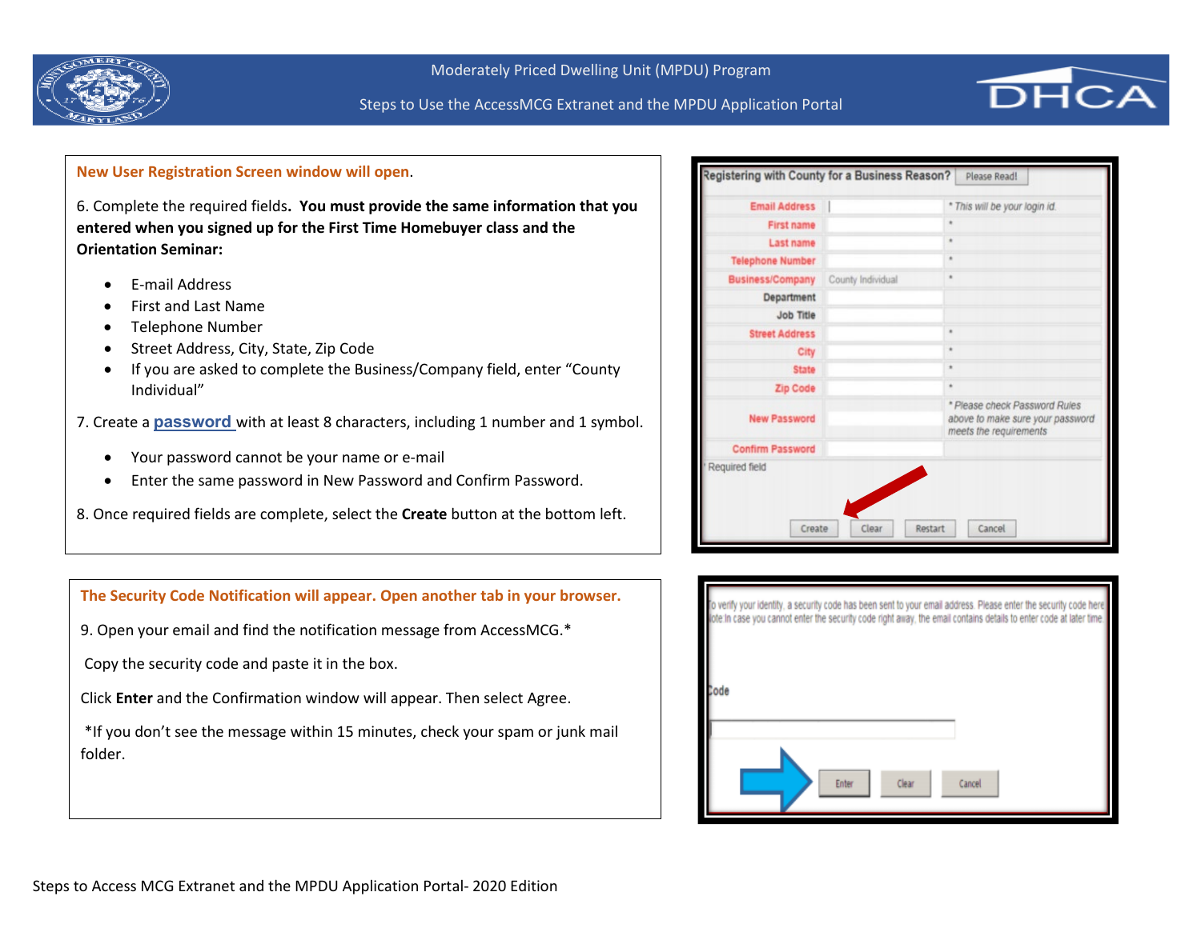**New User Registration Screen window will open**.

6. Complete the required fields. **You must provide the same information that you entered when you signed up for the First Time Homebuyer class and the Orientation Seminar:**

- E-mail Address
- First and Last Name
- Telephone Number
- Street Address, City, State, Zip Code
- If you are asked to complete the Business/Company field, enter "County Individual"

7. Create a **password** with at least 8 characters, including 1 number and 1 symbol.

- Your password cannot be your name or e-mail
- Enter the same password in New Password and Confirm Password.

8. Once required fields are complete, select the **Create** button at the bottom left.

**The Security Code Notification will appear. Open another tab in your browser.**

9. Open your email and find the notification message from AccessMCG.*

Copy the security code and paste it in the box.

Click **Enter** and the Confirmation window will appear. Then select Agree.

*If you don't see the message within 15 minutes, check your spam or junk mail folder.

Steps to Access MCG Extranet and the MPDU Application Portal- 2020 Edition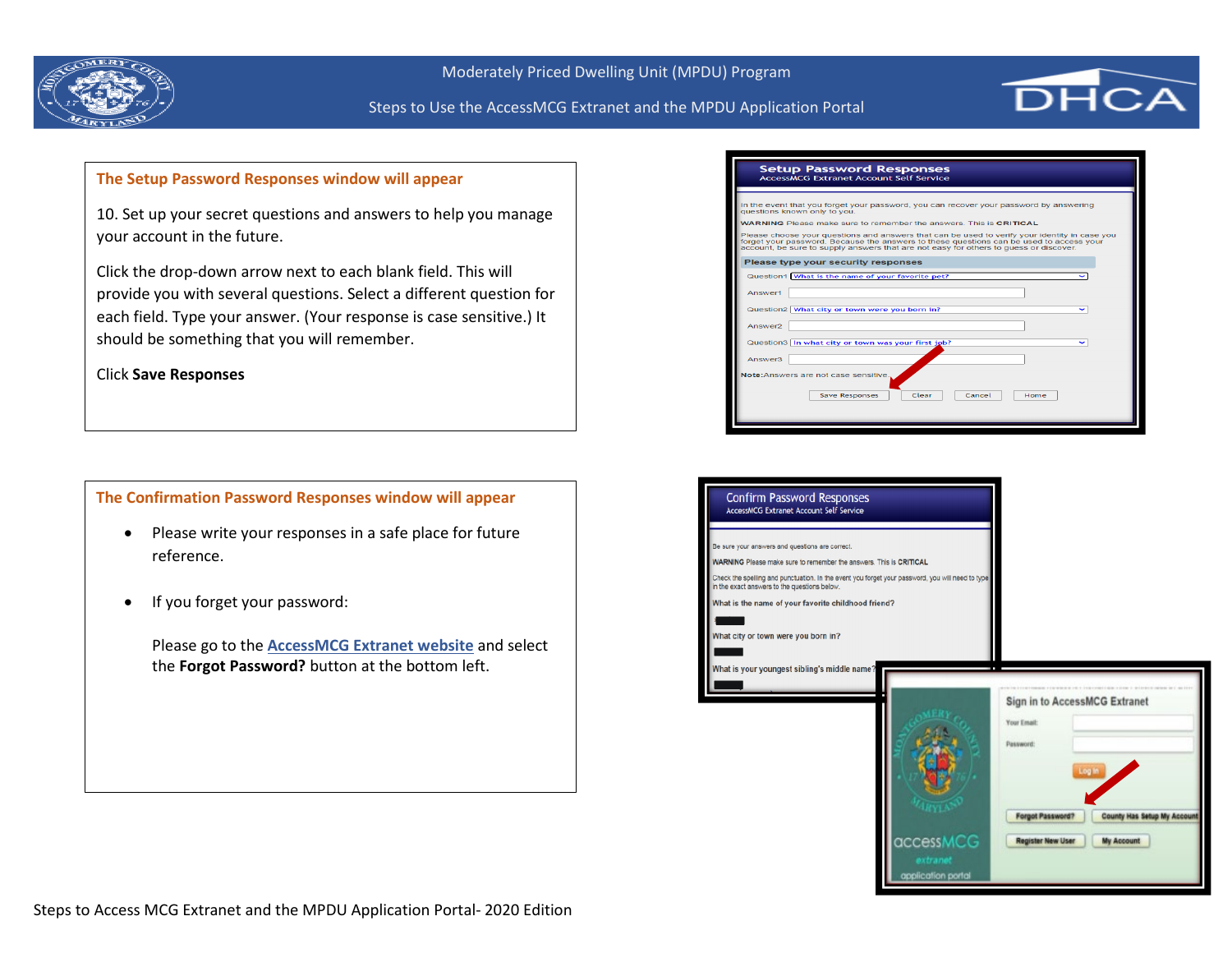## The Setup Password Responses window will appear

10. Set up your secret questions and answers to help you manage your account in the future.

Click the drop-down arrow next to each blank field. This will provide you with several questions. Select a different question for each field. Type your answer. (Your response is case sensitive.) It should be something that you will remember.

Click **Save Responses**

## The Confirmation Password Responses window will appear

- Please write your responses in a safe place for future reference.
- If you forget your password:

  Please go to the **AccessMCG Extranet website** and select the **Forgot Password?** button at the bottom left.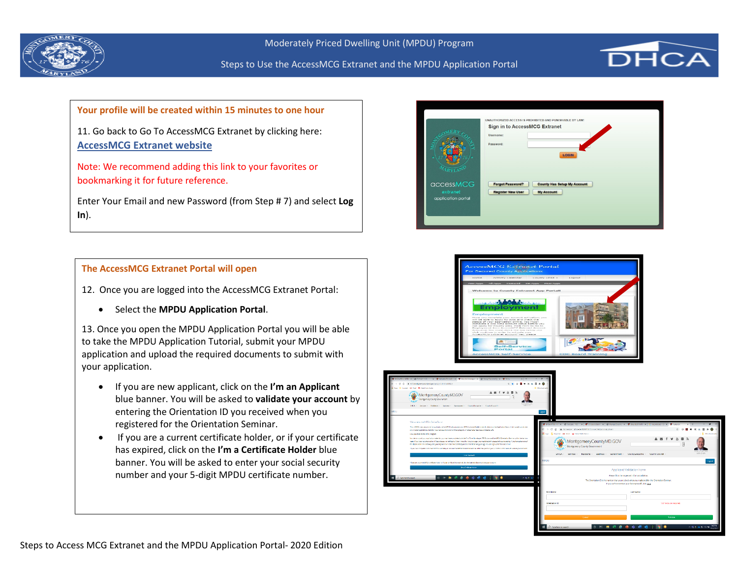**Your profile will be created within 15 minutes to one hour**

11. Go back to Go To AccessMCG Extranet by clicking here: AccessMCG Extranet website

Note: We recommend adding this link to your favorites or bookmarking it for future reference.

Enter Your Email and new Password (from Step # 7) and select **Log In**).

**The AccessMCG Extranet Portal will open**

12. Once you are logged into the AccessMCG Extranet Portal:

- Select the **MPDU Application Portal**.

13. Once you open the MPDU Application Portal you will be able to take the MPDU Application Tutorial, submit your MPDU application and upload the required documents to submit with your application.

- If you are new applicant, click on the **I'm an Applicant** blue banner. You will be asked to **validate your account** by entering the Orientation ID you received when you registered for the Orientation Seminar.
- If you are a current certificate holder, or if your certificate has expired, click on the **I'm a Certificate Holder** blue banner. You will be asked to enter your social security number and your 5-digit MPDU certificate number.